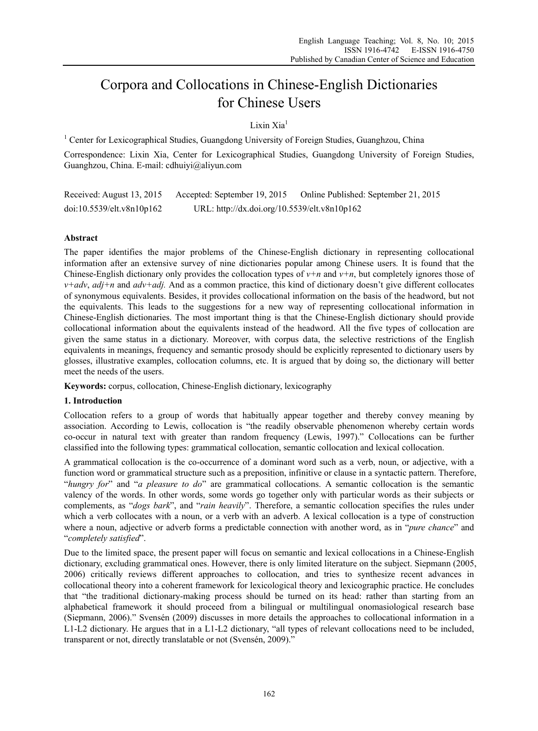# Corpora and Collocations in Chinese-English Dictionaries for Chinese Users

Lixin Xia[1]

[1] Center for Lexicographical Studies, Guangdong University of Foreign Studies, Guanghzou, China

Correspondence: Lixin Xia, Center for Lexicographical Studies, Guangdong University of Foreign Studies, Guanghzou, China. E-mail: cdhuiyi@aliyun.com

Received: August 13, 2015 Accepted: September 19, 2015 Online Published: September 21, 2015

doi:10.5539/elt.v8n10p162 URL: http://dx.doi.org/10.5539/elt.v8n10p162

## Abstract

The paper identifies the major problems of the Chinese-English dictionary in representing collocational information after an extensive survey of nine dictionaries popular among Chinese users. It is found that the Chinese-English dictionary only provides the collocation types of *v+n* and *v+n*, but completely ignores those of *v+adv*, *adj+n* and *adv+adj.* And as a common practice, this kind of dictionary doesn't give different collocates of synonymous equivalents. Besides, it provides collocational information on the basis of the headword, but not the equivalents. This leads to the suggestions for a new way of representing collocational information in Chinese-English dictionaries. The most important thing is that the Chinese-English dictionary should provide collocational information about the equivalents instead of the headword. All the five types of collocation are given the same status in a dictionary. Moreover, with corpus data, the selective restrictions of the English equivalents in meanings, frequency and semantic prosody should be explicitly represented to dictionary users by glosses, illustrative examples, collocation columns, etc. It is argued that by doing so, the dictionary will better meet the needs of the users.

**Keywords:** corpus, collocation, Chinese-English dictionary, lexicography

## 1. Introduction

Collocation refers to a group of words that habitually appear together and thereby convey meaning by association. According to Lewis, collocation is "the readily observable phenomenon whereby certain words co-occur in natural text with greater than random frequency (Lewis, 1997)." Collocations can be further classified into the following types: grammatical collocation, semantic collocation and lexical collocation.

A grammatical collocation is the co-occurrence of a dominant word such as a verb, noun, or adjective, with a function word or grammatical structure such as a preposition, infinitive or clause in a syntactic pattern. Therefore, "*hungry for*" and "*a pleasure to do*" are grammatical collocations. A semantic collocation is the semantic valency of the words. In other words, some words go together only with particular words as their subjects or complements, as "*dogs bark*", and "*rain heavily*". Therefore, a semantic collocation specifies the rules under which a verb collocates with a noun, or a verb with an adverb. A lexical collocation is a type of construction where a noun, adjective or adverb forms a predictable connection with another word, as in "*pure chance*" and "*completely satisfied*".

Due to the limited space, the present paper will focus on semantic and lexical collocations in a Chinese-English dictionary, excluding grammatical ones. However, there is only limited literature on the subject. Siepmann (2005, 2006) critically reviews different approaches to collocation, and tries to synthesize recent advances in collocational theory into a coherent framework for lexicological theory and lexicographic practice. He concludes that "the traditional dictionary-making process should be turned on its head: rather than starting from an alphabetical framework it should proceed from a bilingual or multilingual onomasiological research base (Siepmann, 2006)." Svensén (2009) discusses in more details the approaches to collocational information in a L1-L2 dictionary. He argues that in a L1-L2 dictionary, "all types of relevant collocations need to be included, transparent or not, directly translatable or not (Svensén, 2009)."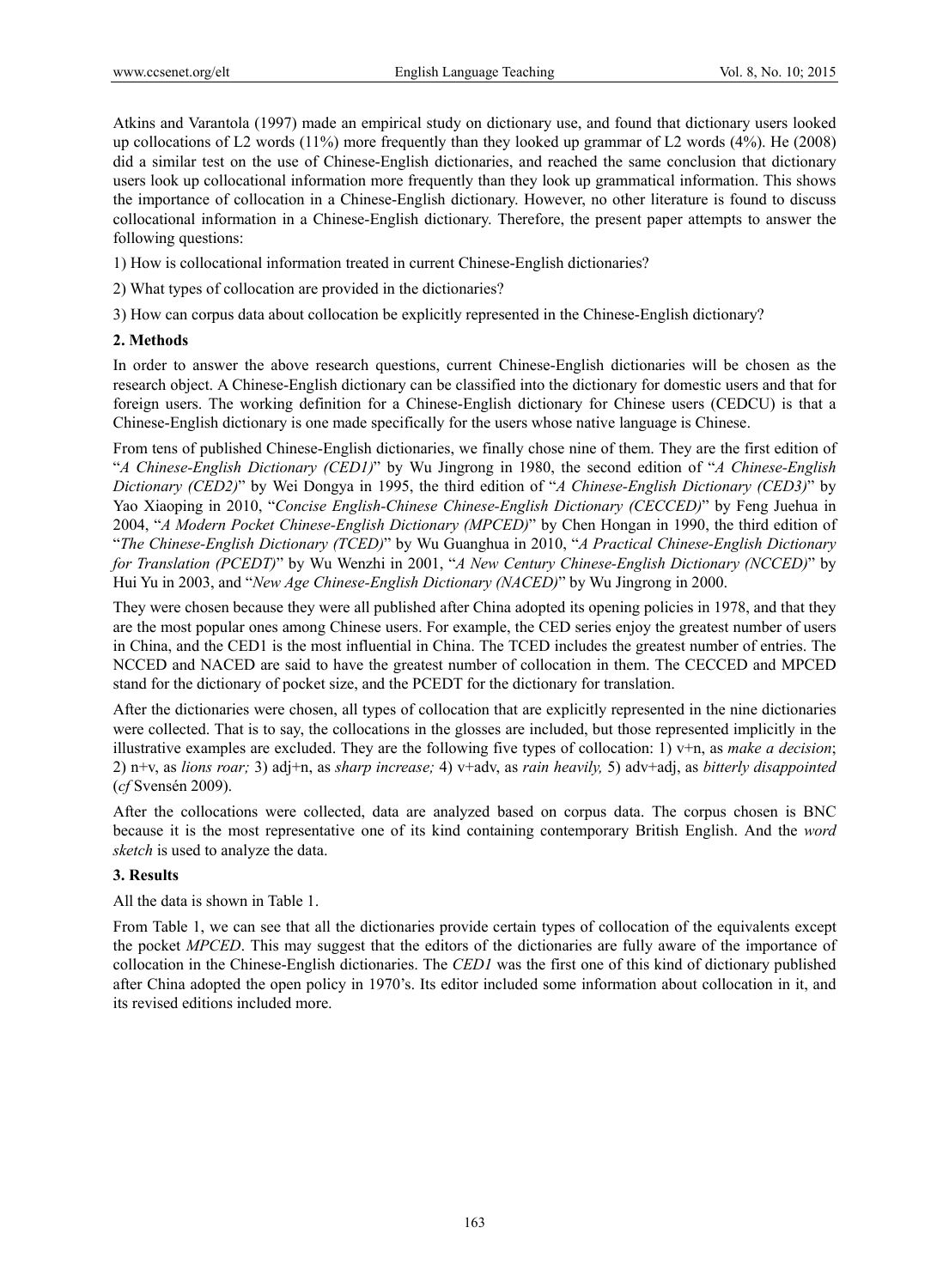Atkins and Varantola (1997) made an empirical study on dictionary use, and found that dictionary users looked up collocations of L2 words (11%) more frequently than they looked up grammar of L2 words (4%). He (2008) did a similar test on the use of Chinese-English dictionaries, and reached the same conclusion that dictionary users look up collocational information more frequently than they look up grammatical information. This shows the importance of collocation in a Chinese-English dictionary. However, no other literature is found to discuss collocational information in a Chinese-English dictionary. Therefore, the present paper attempts to answer the following questions:

1) How is collocational information treated in current Chinese-English dictionaries?

2) What types of collocation are provided in the dictionaries?

3) How can corpus data about collocation be explicitly represented in the Chinese-English dictionary?

## 2. Methods

In order to answer the above research questions, current Chinese-English dictionaries will be chosen as the research object. A Chinese-English dictionary can be classified into the dictionary for domestic users and that for foreign users. The working definition for a Chinese-English dictionary for Chinese users (CEDCU) is that a Chinese-English dictionary is one made specifically for the users whose native language is Chinese.

From tens of published Chinese-English dictionaries, we finally chose nine of them. They are the first edition of "*A Chinese-English Dictionary (CED1)*" by Wu Jingrong in 1980, the second edition of "*A Chinese-English Dictionary (CED2)*" by Wei Dongya in 1995, the third edition of "*A Chinese-English Dictionary (CED3)*" by Yao Xiaoping in 2010, "*Concise English-Chinese Chinese-English Dictionary (CECCED)*" by Feng Juehua in 2004, "*A Modern Pocket Chinese-English Dictionary (MPCED)*" by Chen Hongan in 1990, the third edition of "*The Chinese-English Dictionary (TCED)*" by Wu Guanghua in 2010, "*A Practical Chinese-English Dictionary for Translation (PCEDT)*" by Wu Wenzhi in 2001, "*A New Century Chinese-English Dictionary (NCCED)*" by Hui Yu in 2003, and "*New Age Chinese-English Dictionary (NACED)*" by Wu Jingrong in 2000.

They were chosen because they were all published after China adopted its opening policies in 1978, and that they are the most popular ones among Chinese users. For example, the CED series enjoy the greatest number of users in China, and the CED1 is the most influential in China. The TCED includes the greatest number of entries. The NCCED and NACED are said to have the greatest number of collocation in them. The CECCED and MPCED stand for the dictionary of pocket size, and the PCEDT for the dictionary for translation.

After the dictionaries were chosen, all types of collocation that are explicitly represented in the nine dictionaries were collected. That is to say, the collocations in the glosses are included, but those represented implicitly in the illustrative examples are excluded. They are the following five types of collocation: 1) v+n, as *make a decision*; 2) n+v, as *lions roar;* 3) adj+n, as *sharp increase;* 4) v+adv, as *rain heavily,* 5) adv+adj, as *bitterly disappointed* (*cf* Svensén 2009).

After the collocations were collected, data are analyzed based on corpus data. The corpus chosen is BNC because it is the most representative one of its kind containing contemporary British English. And the *word sketch* is used to analyze the data.

## 3. Results

All the data is shown in Table 1.

From Table 1, we can see that all the dictionaries provide certain types of collocation of the equivalents except the pocket *MPCED*. This may suggest that the editors of the dictionaries are fully aware of the importance of collocation in the Chinese-English dictionaries. The *CED1* was the first one of this kind of dictionary published after China adopted the open policy in 1970's. Its editor included some information about collocation in it, and its revised editions included more.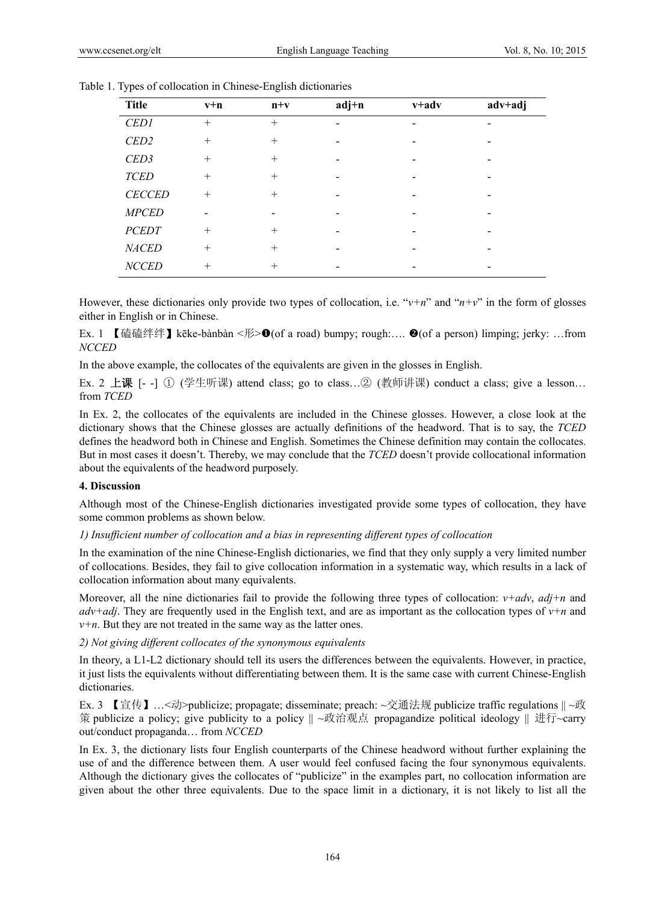Table 1. Types of collocation in Chinese-English dictionaries

| Title | v+n | n+v | adj+n | v+adv | adv+adj |
|---|---|---|---|---|---|
| *CED1* | + | + | - | - | - |
| *CED2* | + | + | - | - | - |
| *CED3* | + | + | - | - | - |
| *TCED* | + | + | - | - | - |
| *CECCED* | + | + | - | - | - |
| *MPCED* | - | - | - | - | - |
| *PCEDT* | + | + | - | - | - |
| *NACED* | + | + | - | - | - |
| *NCCED* | + | + | - | - | - |

However, these dictionaries only provide two types of collocation, i.e. "*v+n*" and "*n+v*" in the form of glosses either in English or in Chinese.

Ex. 1 【磕磕绊绊】kēke-bànbàn <形>❶(of a road) bumpy; rough:…. ❷(of a person) limping; jerky: …from *NCCED*

In the above example, the collocates of the equivalents are given in the glosses in English.

Ex. 2 **上课** [- -] ① (学生听课) attend class; go to class…② (教师讲课) conduct a class; give a lesson… from *TCED*

In Ex. 2, the collocates of the equivalents are included in the Chinese glosses. However, a close look at the dictionary shows that the Chinese glosses are actually definitions of the headword. That is to say, the *TCED* defines the headword both in Chinese and English. Sometimes the Chinese definition may contain the collocates. But in most cases it doesn't. Thereby, we may conclude that the *TCED* doesn't provide collocational information about the equivalents of the headword purposely.

## 4. Discussion

Although most of the Chinese-English dictionaries investigated provide some types of collocation, they have some common problems as shown below.

*1) Insufficient number of collocation and a bias in representing different types of collocation*

In the examination of the nine Chinese-English dictionaries, we find that they only supply a very limited number of collocations. Besides, they fail to give collocation information in a systematic way, which results in a lack of collocation information about many equivalents.

Moreover, all the nine dictionaries fail to provide the following three types of collocation: *v+adv*, *adj+n* and *adv+adj*. They are frequently used in the English text, and are as important as the collocation types of *v+n* and *v+n*. But they are not treated in the same way as the latter ones.

*2) Not giving different collocates of the synonymous equivalents*

In theory, a L1-L2 dictionary should tell its users the differences between the equivalents. However, in practice, it just lists the equivalents without differentiating between them. It is the same case with current Chinese-English dictionaries.

Ex. 3 【宣传】…<动>publicize; propagate; disseminate; preach: ~交通法规 publicize traffic regulations || ~政策 publicize a policy; give publicity to a policy || ~政治观点 propagandize political ideology || 进行~carry out/conduct propaganda… from *NCCED*

In Ex. 3, the dictionary lists four English counterparts of the Chinese headword without further explaining the use of and the difference between them. A user would feel confused facing the four synonymous equivalents. Although the dictionary gives the collocates of "publicize" in the examples part, no collocation information are given about the other three equivalents. Due to the space limit in a dictionary, it is not likely to list all the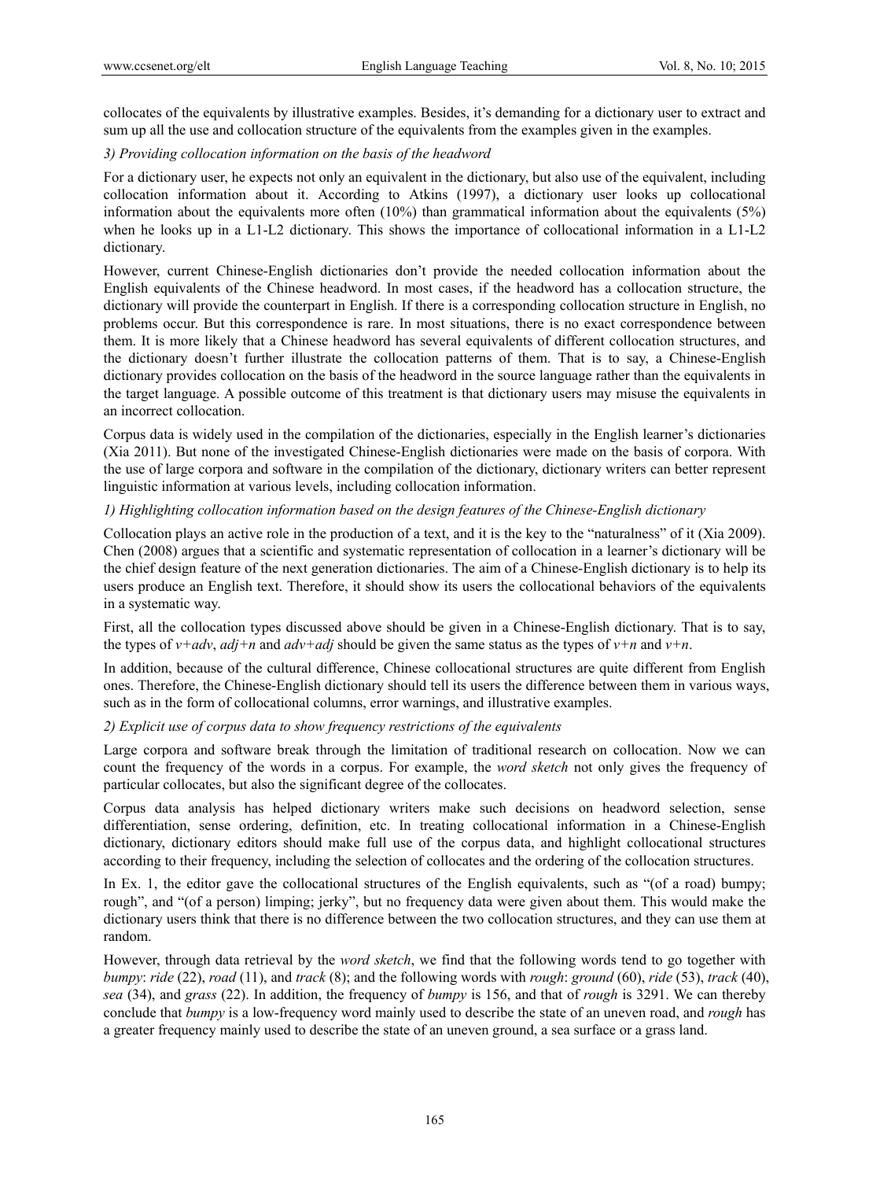collocates of the equivalents by illustrative examples. Besides, it's demanding for a dictionary user to extract and sum up all the use and collocation structure of the equivalents from the examples given in the examples.

*3) Providing collocation information on the basis of the headword*

For a dictionary user, he expects not only an equivalent in the dictionary, but also use of the equivalent, including collocation information about it. According to Atkins (1997), a dictionary user looks up collocational information about the equivalents more often (10%) than grammatical information about the equivalents (5%) when he looks up in a L1-L2 dictionary. This shows the importance of collocational information in a L1-L2 dictionary.

However, current Chinese-English dictionaries don't provide the needed collocation information about the English equivalents of the Chinese headword. In most cases, if the headword has a collocation structure, the dictionary will provide the counterpart in English. If there is a corresponding collocation structure in English, no problems occur. But this correspondence is rare. In most situations, there is no exact correspondence between them. It is more likely that a Chinese headword has several equivalents of different collocation structures, and the dictionary doesn't further illustrate the collocation patterns of them. That is to say, a Chinese-English dictionary provides collocation on the basis of the headword in the source language rather than the equivalents in the target language. A possible outcome of this treatment is that dictionary users may misuse the equivalents in an incorrect collocation.

Corpus data is widely used in the compilation of the dictionaries, especially in the English learner's dictionaries (Xia 2011). But none of the investigated Chinese-English dictionaries were made on the basis of corpora. With the use of large corpora and software in the compilation of the dictionary, dictionary writers can better represent linguistic information at various levels, including collocation information.

*1) Highlighting collocation information based on the design features of the Chinese-English dictionary*

Collocation plays an active role in the production of a text, and it is the key to the "naturalness" of it (Xia 2009). Chen (2008) argues that a scientific and systematic representation of collocation in a learner's dictionary will be the chief design feature of the next generation dictionaries. The aim of a Chinese-English dictionary is to help its users produce an English text. Therefore, it should show its users the collocational behaviors of the equivalents in a systematic way.

First, all the collocation types discussed above should be given in a Chinese-English dictionary. That is to say, the types of *v+adv*, *adj+n* and *adv+adj* should be given the same status as the types of *v+n* and *v+n*.

In addition, because of the cultural difference, Chinese collocational structures are quite different from English ones. Therefore, the Chinese-English dictionary should tell its users the difference between them in various ways, such as in the form of collocational columns, error warnings, and illustrative examples.

*2) Explicit use of corpus data to show frequency restrictions of the equivalents*

Large corpora and software break through the limitation of traditional research on collocation. Now we can count the frequency of the words in a corpus. For example, the *word sketch* not only gives the frequency of particular collocates, but also the significant degree of the collocates.

Corpus data analysis has helped dictionary writers make such decisions on headword selection, sense differentiation, sense ordering, definition, etc. In treating collocational information in a Chinese-English dictionary, dictionary editors should make full use of the corpus data, and highlight collocational structures according to their frequency, including the selection of collocates and the ordering of the collocation structures.

In Ex. 1, the editor gave the collocational structures of the English equivalents, such as "(of a road) bumpy; rough", and "(of a person) limping; jerky", but no frequency data were given about them. This would make the dictionary users think that there is no difference between the two collocation structures, and they can use them at random.

However, through data retrieval by the *word sketch*, we find that the following words tend to go together with *bumpy*: *ride* (22), *road* (11), and *track* (8); and the following words with *rough*: *ground* (60), *ride* (53), *track* (40), *sea* (34), and *grass* (22). In addition, the frequency of *bumpy* is 156, and that of *rough* is 3291. We can thereby conclude that *bumpy* is a low-frequency word mainly used to describe the state of an uneven road, and *rough* has a greater frequency mainly used to describe the state of an uneven ground, a sea surface or a grass land.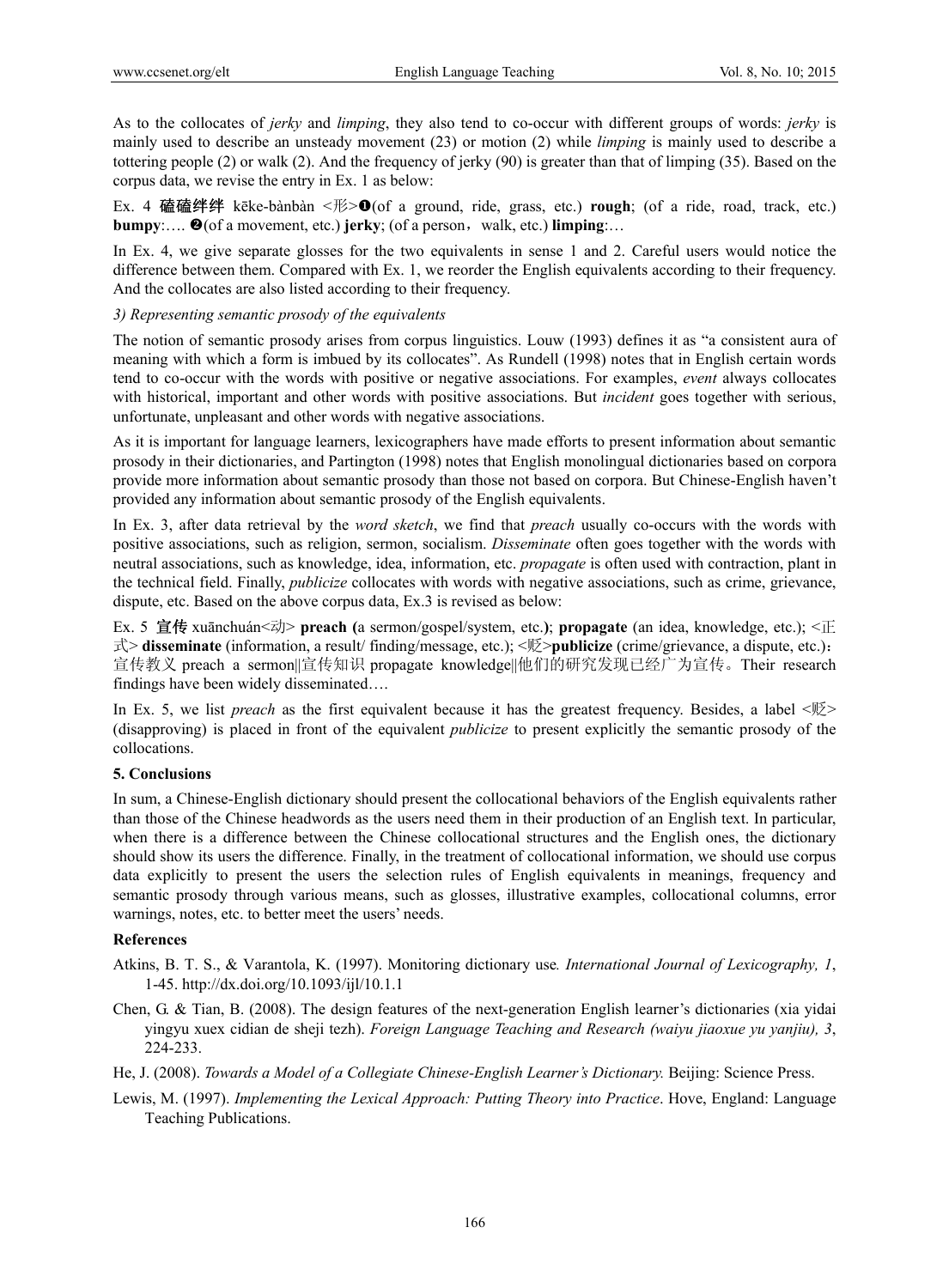As to the collocates of *jerky* and *limping*, they also tend to co-occur with different groups of words: *jerky* is mainly used to describe an unsteady movement (23) or motion (2) while *limping* is mainly used to describe a tottering people (2) or walk (2). And the frequency of jerky (90) is greater than that of limping (35). Based on the corpus data, we revise the entry in Ex. 1 as below:

Ex. 4 **磕磕绊绊** kēke-bànbàn <形>❶(of a ground, ride, grass, etc.) **rough**; (of a ride, road, track, etc.) **bumpy**:…. ❷(of a movement, etc.) **jerky**; (of a person，walk, etc.) **limping**:…

In Ex. 4, we give separate glosses for the two equivalents in sense 1 and 2. Careful users would notice the difference between them. Compared with Ex. 1, we reorder the English equivalents according to their frequency. And the collocates are also listed according to their frequency.

*3) Representing semantic prosody of the equivalents*

The notion of semantic prosody arises from corpus linguistics. Louw (1993) defines it as “a consistent aura of meaning with which a form is imbued by its collocates”. As Rundell (1998) notes that in English certain words tend to co-occur with the words with positive or negative associations. For examples, *event* always collocates with historical, important and other words with positive associations. But *incident* goes together with serious, unfortunate, unpleasant and other words with negative associations.

As it is important for language learners, lexicographers have made efforts to present information about semantic prosody in their dictionaries, and Partington (1998) notes that English monolingual dictionaries based on corpora provide more information about semantic prosody than those not based on corpora. But Chinese-English haven’t provided any information about semantic prosody of the English equivalents.

In Ex. 3, after data retrieval by the *word sketch*, we find that *preach* usually co-occurs with the words with positive associations, such as religion, sermon, socialism. *Disseminate* often goes together with the words with neutral associations, such as knowledge, idea, information, etc. *propagate* is often used with contraction, plant in the technical field. Finally, *publicize* collocates with words with negative associations, such as crime, grievance, dispute, etc. Based on the above corpus data, Ex.3 is revised as below:

Ex. 5 **宣传** xuānchuán<动> **preach (**a sermon/gospel/system, etc.**)**; **propagate** (an idea, knowledge, etc.); <正式> **disseminate** (information, a result/ finding/message, etc.); <贬>**publicize** (crime/grievance, a dispute, etc.)：宣传教义 preach a sermon||宣传知识 propagate knowledge||他们的研究发现已经广为宣传。Their research findings have been widely disseminated….

In Ex. 5, we list *preach* as the first equivalent because it has the greatest frequency. Besides, a label <贬> (disapproving) is placed in front of the equivalent *publicize* to present explicitly the semantic prosody of the collocations.

## 5. Conclusions

In sum, a Chinese-English dictionary should present the collocational behaviors of the English equivalents rather than those of the Chinese headwords as the users need them in their production of an English text. In particular, when there is a difference between the Chinese collocational structures and the English ones, the dictionary should show its users the difference. Finally, in the treatment of collocational information, we should use corpus data explicitly to present the users the selection rules of English equivalents in meanings, frequency and semantic prosody through various means, such as glosses, illustrative examples, collocational columns, error warnings, notes, etc. to better meet the users’ needs.

## References

Atkins, B. T. S., & Varantola, K. (1997). Monitoring dictionary use*. International Journal of Lexicography, 1*, 1-45. http://dx.doi.org/10.1093/ijl/10.1.1

Chen, G. & Tian, B. (2008). The design features of the next-generation English learner’s dictionaries (xia yidai yingyu xuex cidian de sheji tezh). *Foreign Language Teaching and Research (waiyu jiaoxue yu yanjiu), 3*, 224-233.

He, J. (2008). *Towards a Model of a Collegiate Chinese-English Learner’s Dictionary.* Beijing: Science Press.

Lewis, M. (1997). *Implementing the Lexical Approach: Putting Theory into Practice*. Hove, England: Language Teaching Publications.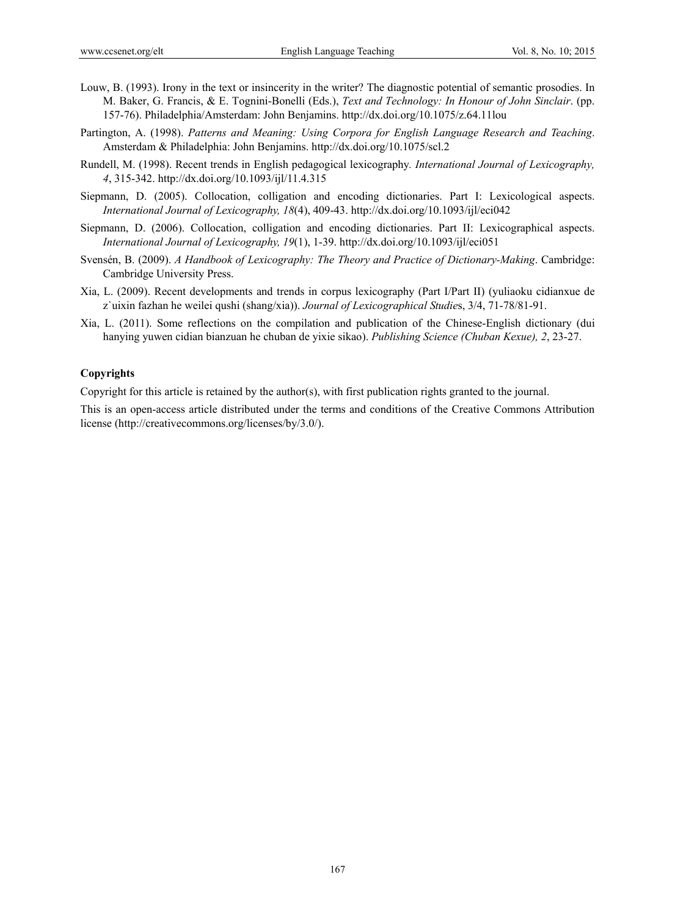Louw, B. (1993). Irony in the text or insincerity in the writer? The diagnostic potential of semantic prosodies. In M. Baker, G. Francis, & E. Tognini-Bonelli (Eds.), *Text and Technology: In Honour of John Sinclair*. (pp. 157-76). Philadelphia/Amsterdam: John Benjamins. http://dx.doi.org/10.1075/z.64.11lou

Partington, A. (1998). *Patterns and Meaning: Using Corpora for English Language Research and Teaching*. Amsterdam & Philadelphia: John Benjamins. http://dx.doi.org/10.1075/scl.2

Rundell, M. (1998). Recent trends in English pedagogical lexicography. *International Journal of Lexicography, 4*, 315-342. http://dx.doi.org/10.1093/ijl/11.4.315

Siepmann, D. (2005). Collocation, colligation and encoding dictionaries. Part I: Lexicological aspects. *International Journal of Lexicography, 18*(4), 409-43. http://dx.doi.org/10.1093/ijl/eci042

Siepmann, D. (2006). Collocation, colligation and encoding dictionaries. Part II: Lexicographical aspects. *International Journal of Lexicography, 19*(1), 1-39. http://dx.doi.org/10.1093/ijl/eci051

Svensén, B. (2009). *A Handbook of Lexicography: The Theory and Practice of Dictionary-Making*. Cambridge: Cambridge University Press.

Xia, L. (2009). Recent developments and trends in corpus lexicography (Part I/Part II) (yuliaoku cidianxue de z`uixin fazhan he weilei qushi (shang/xia)). *Journal of Lexicographical Studie*s, 3/4, 71-78/81-91.

Xia, L. (2011). Some reflections on the compilation and publication of the Chinese-English dictionary (dui hanying yuwen cidian bianzuan he chuban de yixie sikao). *Publishing Science (Chuban Kexue), 2*, 23-27.

### Copyrights

Copyright for this article is retained by the author(s), with first publication rights granted to the journal.

This is an open-access article distributed under the terms and conditions of the Creative Commons Attribution license (http://creativecommons.org/licenses/by/3.0/).